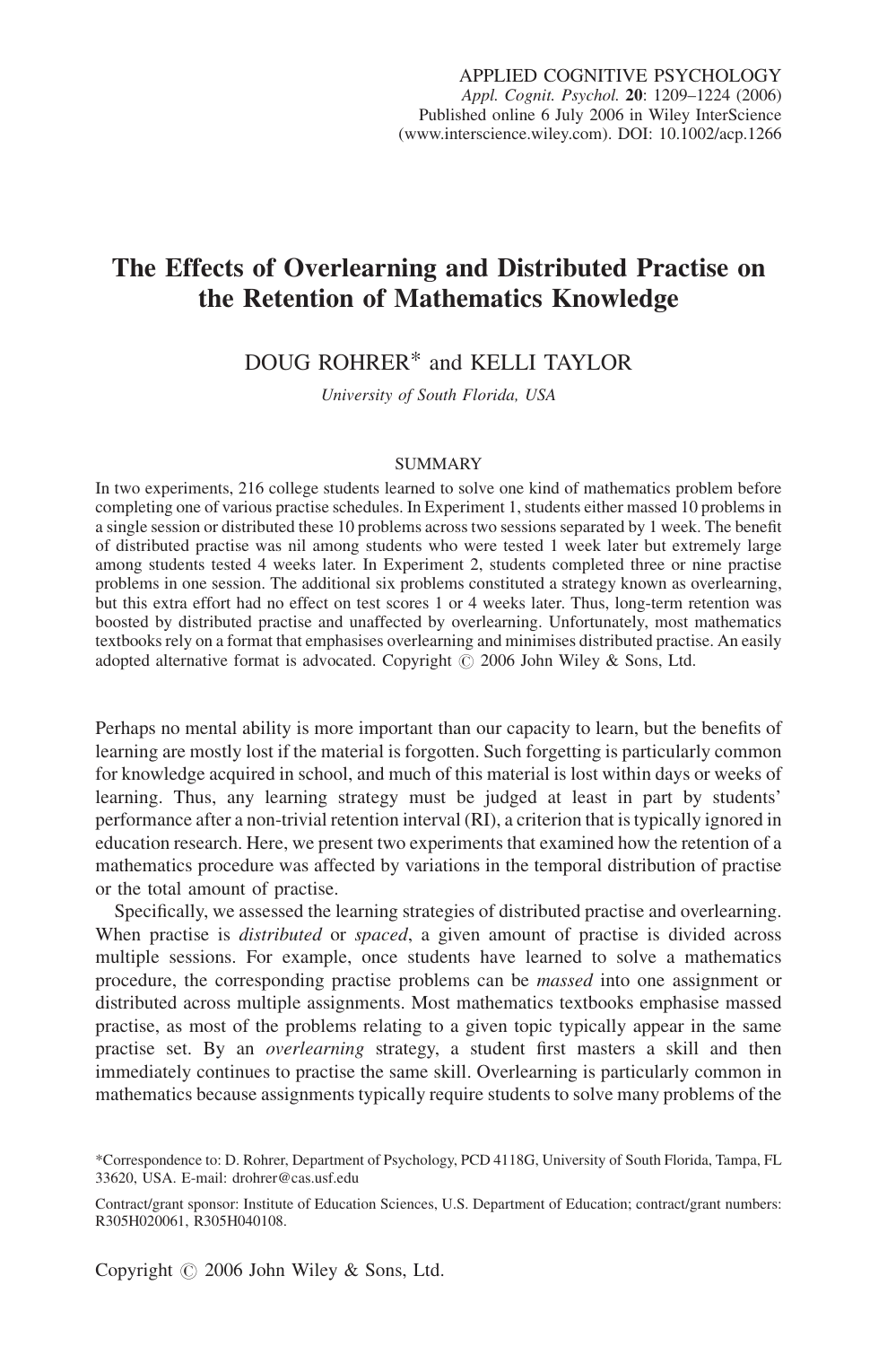# The Effects of Overlearning and Distributed Practise on the Retention of Mathematics Knowledge

DOUG ROHRER* and KELLI TAYLOR

*University of South Florida, USA*

## SUMMARY

In two experiments, 216 college students learned to solve one kind of mathematics problem before completing one of various practise schedules. In Experiment 1, students either massed 10 problems in a single session or distributed these 10 problems across two sessions separated by 1 week. The benefit of distributed practise was nil among students who were tested 1 week later but extremely large among students tested 4 weeks later. In Experiment 2, students completed three or nine practise problems in one session. The additional six problems constituted a strategy known as overlearning, but this extra effort had no effect on test scores 1 or 4 weeks later. Thus, long-term retention was boosted by distributed practise and unaffected by overlearning. Unfortunately, most mathematics textbooks rely on a format that emphasises overlearning and minimises distributed practise. An easily adopted alternative format is advocated. Copyright © 2006 John Wiley & Sons, Ltd.

Perhaps no mental ability is more important than our capacity to learn, but the benefits of learning are mostly lost if the material is forgotten. Such forgetting is particularly common for knowledge acquired in school, and much of this material is lost within days or weeks of learning. Thus, any learning strategy must be judged at least in part by students' performance after a non-trivial retention interval (RI), a criterion that is typically ignored in education research. Here, we present two experiments that examined how the retention of a mathematics procedure was affected by variations in the temporal distribution of practise or the total amount of practise.

Specifically, we assessed the learning strategies of distributed practise and overlearning. When practise is *distributed* or *spaced*, a given amount of practise is divided across multiple sessions. For example, once students have learned to solve a mathematics procedure, the corresponding practise problems can be *massed* into one assignment or distributed across multiple assignments. Most mathematics textbooks emphasise massed practise, as most of the problems relating to a given topic typically appear in the same practise set. By an *overlearning* strategy, a student first masters a skill and then immediately continues to practise the same skill. Overlearning is particularly common in mathematics because assignments typically require students to solve many problems of the

*Correspondence to: D. Rohrer, Department of Psychology, PCD 4118G, University of South Florida, Tampa, FL 33620, USA. E-mail: drohrer@cas.usf.edu

Contract/grant sponsor: Institute of Education Sciences, U.S. Department of Education; contract/grant numbers: R305H020061, R305H040108.

Copyright © 2006 John Wiley & Sons, Ltd.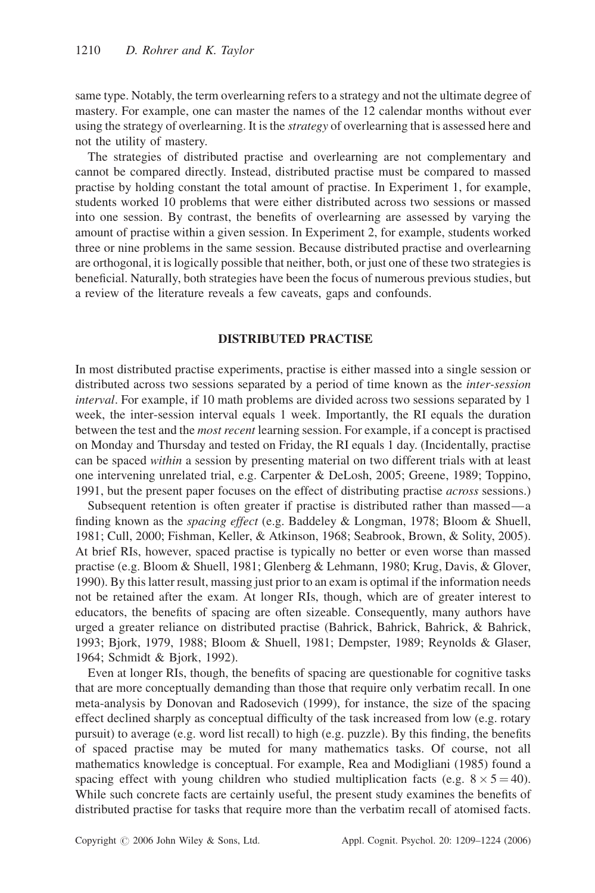same type. Notably, the term overlearning refers to a strategy and not the ultimate degree of mastery. For example, one can master the names of the 12 calendar months without ever using the strategy of overlearning. It is the *strategy* of overlearning that is assessed here and not the utility of mastery.

The strategies of distributed practise and overlearning are not complementary and cannot be compared directly. Instead, distributed practise must be compared to massed practise by holding constant the total amount of practise. In Experiment 1, for example, students worked 10 problems that were either distributed across two sessions or massed into one session. By contrast, the benefits of overlearning are assessed by varying the amount of practise within a given session. In Experiment 2, for example, students worked three or nine problems in the same session. Because distributed practise and overlearning are orthogonal, it is logically possible that neither, both, or just one of these two strategies is beneficial. Naturally, both strategies have been the focus of numerous previous studies, but a review of the literature reveals a few caveats, gaps and confounds.

## DISTRIBUTED PRACTISE

In most distributed practise experiments, practise is either massed into a single session or distributed across two sessions separated by a period of time known as the *inter-session interval*. For example, if 10 math problems are divided across two sessions separated by 1 week, the inter-session interval equals 1 week. Importantly, the RI equals the duration between the test and the *most recent* learning session. For example, if a concept is practised on Monday and Thursday and tested on Friday, the RI equals 1 day. (Incidentally, practise can be spaced *within* a session by presenting material on two different trials with at least one intervening unrelated trial, e.g. Carpenter & DeLosh, 2005; Greene, 1989; Toppino, 1991, but the present paper focuses on the effect of distributing practise *across* sessions.)

Subsequent retention is often greater if practise is distributed rather than massed—a finding known as the *spacing effect* (e.g. Baddeley & Longman, 1978; Bloom & Shuell, 1981; Cull, 2000; Fishman, Keller, & Atkinson, 1968; Seabrook, Brown, & Solity, 2005). At brief RIs, however, spaced practise is typically no better or even worse than massed practise (e.g. Bloom & Shuell, 1981; Glenberg & Lehmann, 1980; Krug, Davis, & Glover, 1990). By this latter result, massing just prior to an exam is optimal if the information needs not be retained after the exam. At longer RIs, though, which are of greater interest to educators, the benefits of spacing are often sizeable. Consequently, many authors have urged a greater reliance on distributed practise (Bahrick, Bahrick, Bahrick, & Bahrick, 1993; Bjork, 1979, 1988; Bloom & Shuell, 1981; Dempster, 1989; Reynolds & Glaser, 1964; Schmidt & Bjork, 1992).

Even at longer RIs, though, the benefits of spacing are questionable for cognitive tasks that are more conceptually demanding than those that require only verbatim recall. In one meta-analysis by Donovan and Radosevich (1999), for instance, the size of the spacing effect declined sharply as conceptual difficulty of the task increased from low (e.g. rotary pursuit) to average (e.g. word list recall) to high (e.g. puzzle). By this finding, the benefits of spaced practise may be muted for many mathematics tasks. Of course, not all mathematics knowledge is conceptual. For example, Rea and Modigliani (1985) found a spacing effect with young children who studied multiplication facts (e.g. $8 \times 5 = 40$). While such concrete facts are certainly useful, the present study examines the benefits of distributed practise for tasks that require more than the verbatim recall of atomised facts.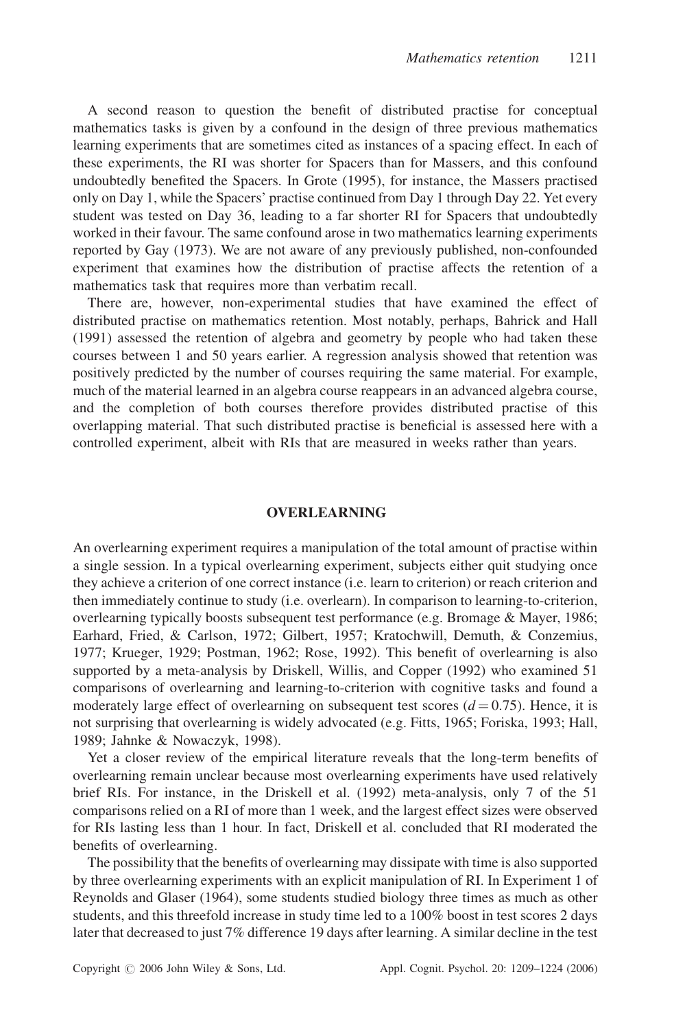A second reason to question the benefit of distributed practise for conceptual mathematics tasks is given by a confound in the design of three previous mathematics learning experiments that are sometimes cited as instances of a spacing effect. In each of these experiments, the RI was shorter for Spacers than for Massers, and this confound undoubtedly benefited the Spacers. In Grote (1995), for instance, the Massers practised only on Day 1, while the Spacers' practise continued from Day 1 through Day 22. Yet every student was tested on Day 36, leading to a far shorter RI for Spacers that undoubtedly worked in their favour. The same confound arose in two mathematics learning experiments reported by Gay (1973). We are not aware of any previously published, non-confounded experiment that examines how the distribution of practise affects the retention of a mathematics task that requires more than verbatim recall.

There are, however, non-experimental studies that have examined the effect of distributed practise on mathematics retention. Most notably, perhaps, Bahrick and Hall (1991) assessed the retention of algebra and geometry by people who had taken these courses between 1 and 50 years earlier. A regression analysis showed that retention was positively predicted by the number of courses requiring the same material. For example, much of the material learned in an algebra course reappears in an advanced algebra course, and the completion of both courses therefore provides distributed practise of this overlapping material. That such distributed practise is beneficial is assessed here with a controlled experiment, albeit with RIs that are measured in weeks rather than years.

## OVERLEARNING

An overlearning experiment requires a manipulation of the total amount of practise within a single session. In a typical overlearning experiment, subjects either quit studying once they achieve a criterion of one correct instance (i.e. learn to criterion) or reach criterion and then immediately continue to study (i.e. overlearn). In comparison to learning-to-criterion, overlearning typically boosts subsequent test performance (e.g. Bromage & Mayer, 1986; Earhard, Fried, & Carlson, 1972; Gilbert, 1957; Kratochwill, Demuth, & Conzemius, 1977; Krueger, 1929; Postman, 1962; Rose, 1992). This benefit of overlearning is also supported by a meta-analysis by Driskell, Willis, and Copper (1992) who examined 51 comparisons of overlearning and learning-to-criterion with cognitive tasks and found a moderately large effect of overlearning on subsequent test scores ($d = 0.75$). Hence, it is not surprising that overlearning is widely advocated (e.g. Fitts, 1965; Foriska, 1993; Hall, 1989; Jahnke & Nowaczyk, 1998).

Yet a closer review of the empirical literature reveals that the long-term benefits of overlearning remain unclear because most overlearning experiments have used relatively brief RIs. For instance, in the Driskell et al. (1992) meta-analysis, only 7 of the 51 comparisons relied on a RI of more than 1 week, and the largest effect sizes were observed for RIs lasting less than 1 hour. In fact, Driskell et al. concluded that RI moderated the benefits of overlearning.

The possibility that the benefits of overlearning may dissipate with time is also supported by three overlearning experiments with an explicit manipulation of RI. In Experiment 1 of Reynolds and Glaser (1964), some students studied biology three times as much as other students, and this threefold increase in study time led to a 100% boost in test scores 2 days later that decreased to just 7% difference 19 days after learning. A similar decline in the test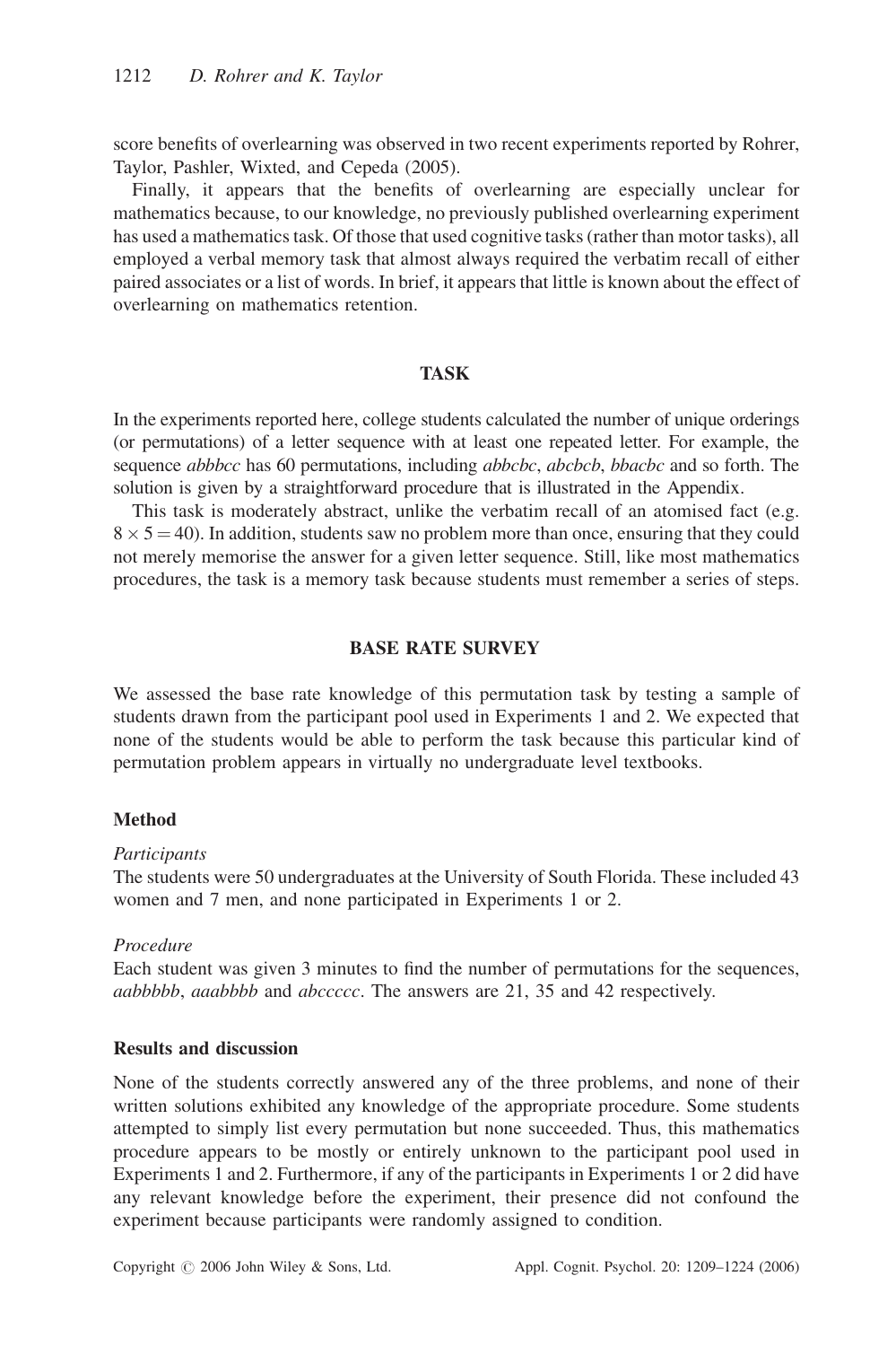score benefits of overlearning was observed in two recent experiments reported by Rohrer, Taylor, Pashler, Wixted, and Cepeda (2005).

Finally, it appears that the benefits of overlearning are especially unclear for mathematics because, to our knowledge, no previously published overlearning experiment has used a mathematics task. Of those that used cognitive tasks (rather than motor tasks), all employed a verbal memory task that almost always required the verbatim recall of either paired associates or a list of words. In brief, it appears that little is known about the effect of overlearning on mathematics retention.

## TASK

In the experiments reported here, college students calculated the number of unique orderings (or permutations) of a letter sequence with at least one repeated letter. For example, the sequence *abbbcc* has 60 permutations, including *abbcbc*, *abcbcb*, *bbacbc* and so forth. The solution is given by a straightforward procedure that is illustrated in the Appendix.

This task is moderately abstract, unlike the verbatim recall of an atomised fact (e.g. $8 \times 5 = 40$). In addition, students saw no problem more than once, ensuring that they could not merely memorise the answer for a given letter sequence. Still, like most mathematics procedures, the task is a memory task because students must remember a series of steps.

## BASE RATE SURVEY

We assessed the base rate knowledge of this permutation task by testing a sample of students drawn from the participant pool used in Experiments 1 and 2. We expected that none of the students would be able to perform the task because this particular kind of permutation problem appears in virtually no undergraduate level textbooks.

### Method

*Participants*

The students were 50 undergraduates at the University of South Florida. These included 43 women and 7 men, and none participated in Experiments 1 or 2.

*Procedure*

Each student was given 3 minutes to find the number of permutations for the sequences, *aabbbbb*, *aaabbbb* and *abcccccc*. The answers are 21, 35 and 42 respectively.

### Results and discussion

None of the students correctly answered any of the three problems, and none of their written solutions exhibited any knowledge of the appropriate procedure. Some students attempted to simply list every permutation but none succeeded. Thus, this mathematics procedure appears to be mostly or entirely unknown to the participant pool used in Experiments 1 and 2. Furthermore, if any of the participants in Experiments 1 or 2 did have any relevant knowledge before the experiment, their presence did not confound the experiment because participants were randomly assigned to condition.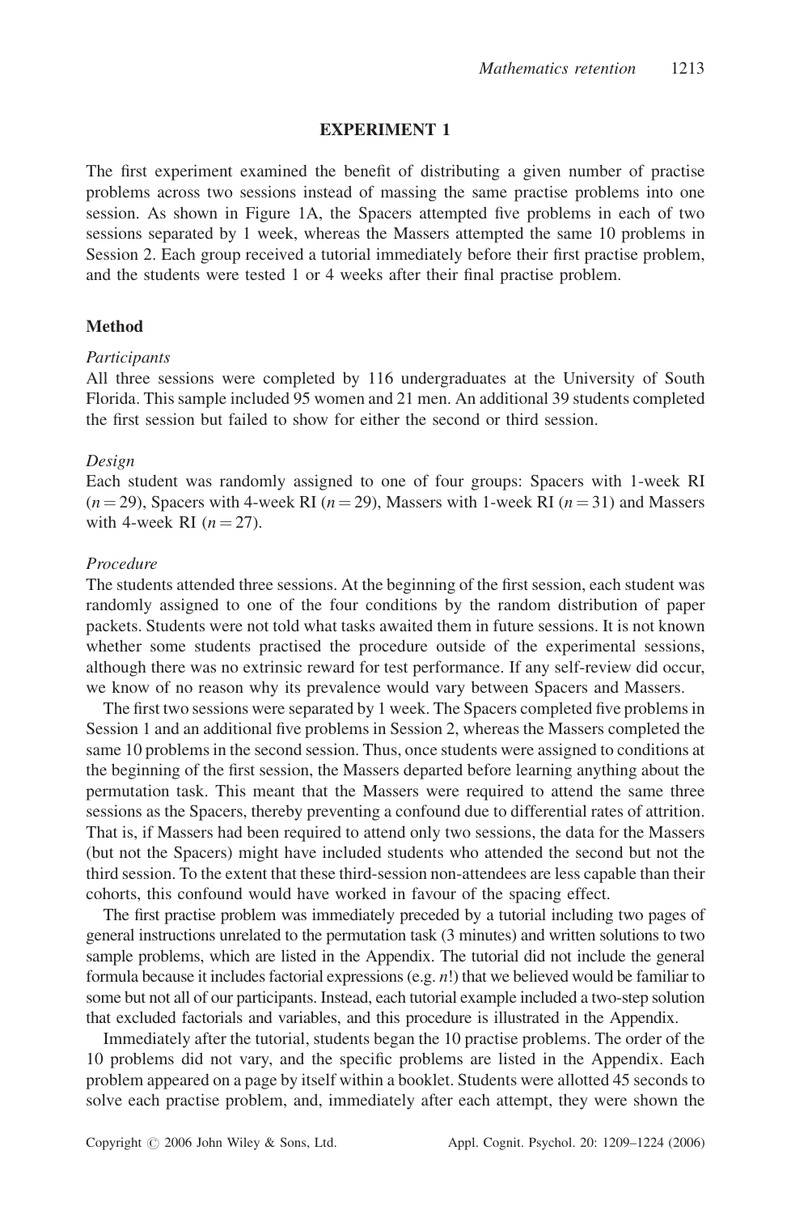## EXPERIMENT 1

The first experiment examined the benefit of distributing a given number of practise problems across two sessions instead of massing the same practise problems into one session. As shown in Figure 1A, the Spacers attempted five problems in each of two sessions separated by 1 week, whereas the Massers attempted the same 10 problems in Session 2. Each group received a tutorial immediately before their first practise problem, and the students were tested 1 or 4 weeks after their final practise problem.

### Method

#### *Participants*

All three sessions were completed by 116 undergraduates at the University of South Florida. This sample included 95 women and 21 men. An additional 39 students completed the first session but failed to show for either the second or third session.

#### *Design*

Each student was randomly assigned to one of four groups: Spacers with 1-week RI ($n = 29$), Spacers with 4-week RI ($n = 29$), Massers with 1-week RI ($n = 31$) and Massers with 4-week RI ($n = 27$).

#### *Procedure*

The students attended three sessions. At the beginning of the first session, each student was randomly assigned to one of the four conditions by the random distribution of paper packets. Students were not told what tasks awaited them in future sessions. It is not known whether some students practised the procedure outside of the experimental sessions, although there was no extrinsic reward for test performance. If any self-review did occur, we know of no reason why its prevalence would vary between Spacers and Massers.

The first two sessions were separated by 1 week. The Spacers completed five problems in Session 1 and an additional five problems in Session 2, whereas the Massers completed the same 10 problems in the second session. Thus, once students were assigned to conditions at the beginning of the first session, the Massers departed before learning anything about the permutation task. This meant that the Massers were required to attend the same three sessions as the Spacers, thereby preventing a confound due to differential rates of attrition. That is, if Massers had been required to attend only two sessions, the data for the Massers (but not the Spacers) might have included students who attended the second but not the third session. To the extent that these third-session non-attendees are less capable than their cohorts, this confound would have worked in favour of the spacing effect.

The first practise problem was immediately preceded by a tutorial including two pages of general instructions unrelated to the permutation task (3 minutes) and written solutions to two sample problems, which are listed in the Appendix. The tutorial did not include the general formula because it includes factorial expressions (e.g. $n!$) that we believed would be familiar to some but not all of our participants. Instead, each tutorial example included a two-step solution that excluded factorials and variables, and this procedure is illustrated in the Appendix.

Immediately after the tutorial, students began the 10 practise problems. The order of the 10 problems did not vary, and the specific problems are listed in the Appendix. Each problem appeared on a page by itself within a booklet. Students were allotted 45 seconds to solve each practise problem, and, immediately after each attempt, they were shown the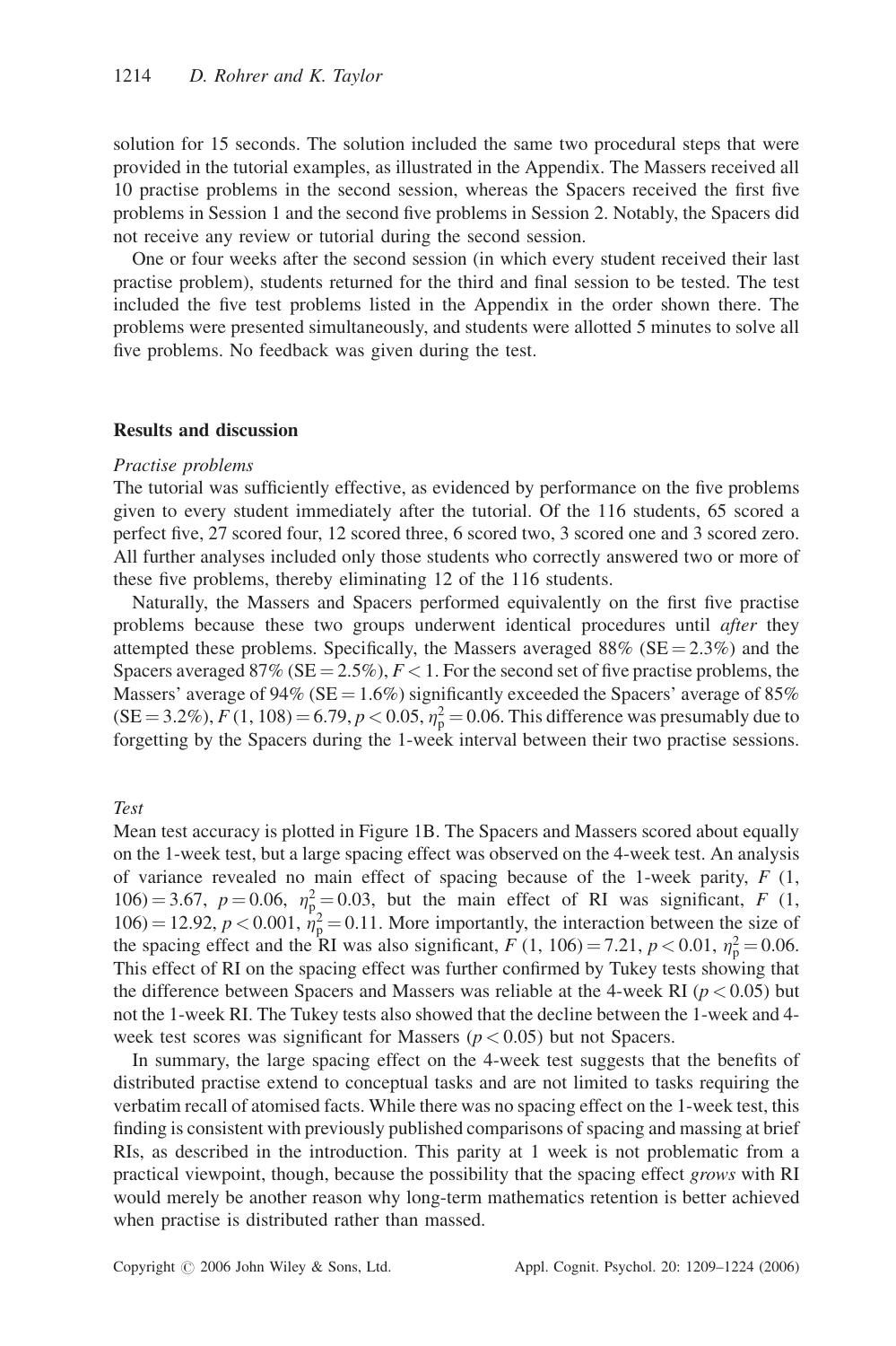solution for 15 seconds. The solution included the same two procedural steps that were provided in the tutorial examples, as illustrated in the Appendix. The Massers received all 10 practise problems in the second session, whereas the Spacers received the first five problems in Session 1 and the second five problems in Session 2. Notably, the Spacers did not receive any review or tutorial during the second session.

One or four weeks after the second session (in which every student received their last practise problem), students returned for the third and final session to be tested. The test included the five test problems listed in the Appendix in the order shown there. The problems were presented simultaneously, and students were allotted 5 minutes to solve all five problems. No feedback was given during the test.

## Results and discussion

### *Practise problems*

The tutorial was sufficiently effective, as evidenced by performance on the five problems given to every student immediately after the tutorial. Of the 116 students, 65 scored a perfect five, 27 scored four, 12 scored three, 6 scored two, 3 scored one and 3 scored zero. All further analyses included only those students who correctly answered two or more of these five problems, thereby eliminating 12 of the 116 students.

Naturally, the Massers and Spacers performed equivalently on the first five practise problems because these two groups underwent identical procedures until *after* they attempted these problems. Specifically, the Massers averaged 88% (SE = 2.3%) and the Spacers averaged 87% (SE = 2.5%), $F < 1$. For the second set of five practise problems, the Massers' average of 94% (SE = 1.6%) significantly exceeded the Spacers' average of 85% (SE = 3.2%), $F\,(1,\,108) = 6.79$, $p < 0.05$, $\eta_p^2 = 0.06$. This difference was presumably due to forgetting by the Spacers during the 1-week interval between their two practise sessions.

### *Test*

Mean test accuracy is plotted in Figure 1B. The Spacers and Massers scored about equally on the 1-week test, but a large spacing effect was observed on the 4-week test. An analysis of variance revealed no main effect of spacing because of the 1-week parity, $F\,(1,\,106) = 3.67$, $p = 0.06$, $\eta_p^2 = 0.03$, but the main effect of RI was significant, $F\,(1,\,106) = 12.92$, $p < 0.001$, $\eta_p^2 = 0.11$. More importantly, the interaction between the size of the spacing effect and the RI was also significant, $F\,(1,\,106) = 7.21$, $p < 0.01$, $\eta_p^2 = 0.06$. This effect of RI on the spacing effect was further confirmed by Tukey tests showing that the difference between Spacers and Massers was reliable at the 4-week RI ($p < 0.05$) but not the 1-week RI. The Tukey tests also showed that the decline between the 1-week and 4-week test scores was significant for Massers ($p < 0.05$) but not Spacers.

In summary, the large spacing effect on the 4-week test suggests that the benefits of distributed practise extend to conceptual tasks and are not limited to tasks requiring the verbatim recall of atomised facts. While there was no spacing effect on the 1-week test, this finding is consistent with previously published comparisons of spacing and massing at brief RIs, as described in the introduction. This parity at 1 week is not problematic from a practical viewpoint, though, because the possibility that the spacing effect *grows* with RI would merely be another reason why long-term mathematics retention is better achieved when practise is distributed rather than massed.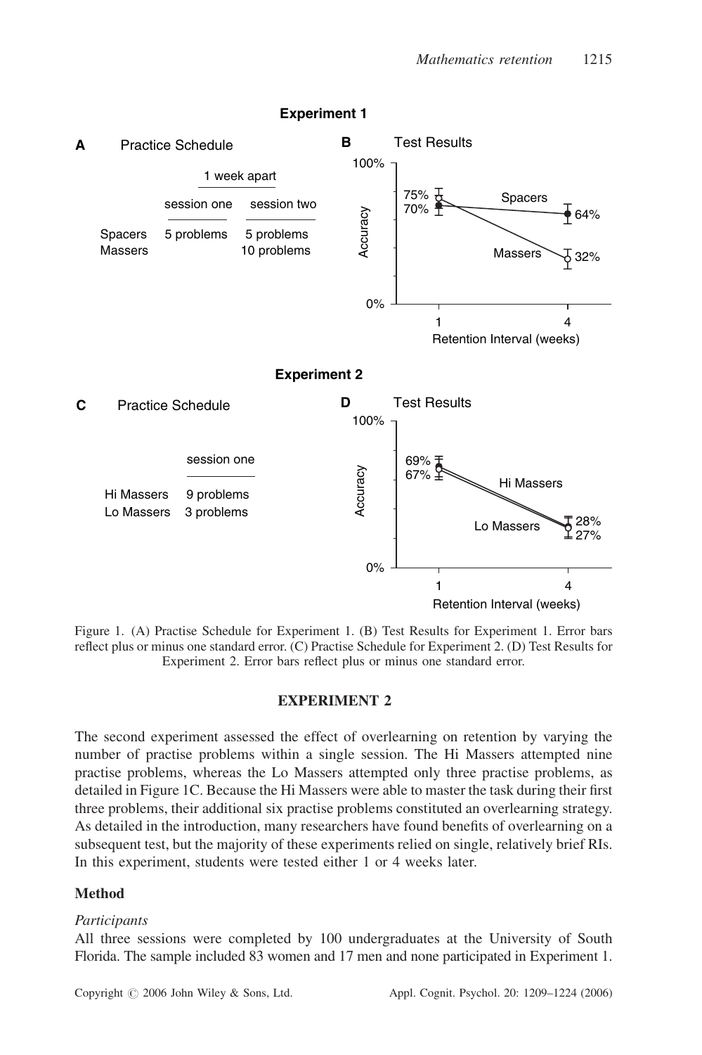Figure 1. (A) Practise Schedule for Experiment 1. (B) Test Results for Experiment 1. Error bars reflect plus or minus one standard error. (C) Practise Schedule for Experiment 2. (D) Test Results for Experiment 2. Error bars reflect plus or minus one standard error.

## EXPERIMENT 2

The second experiment assessed the effect of overlearning on retention by varying the number of practise problems within a single session. The Hi Massers attempted nine practise problems, whereas the Lo Massers attempted only three practise problems, as detailed in Figure 1C. Because the Hi Massers were able to master the task during their first three problems, their additional six practise problems constituted an overlearning strategy. As detailed in the introduction, many researchers have found benefits of overlearning on a subsequent test, but the majority of these experiments relied on single, relatively brief RIs. In this experiment, students were tested either 1 or 4 weeks later.

### Method

*Participants*

All three sessions were completed by 100 undergraduates at the University of South Florida. The sample included 83 women and 17 men and none participated in Experiment 1.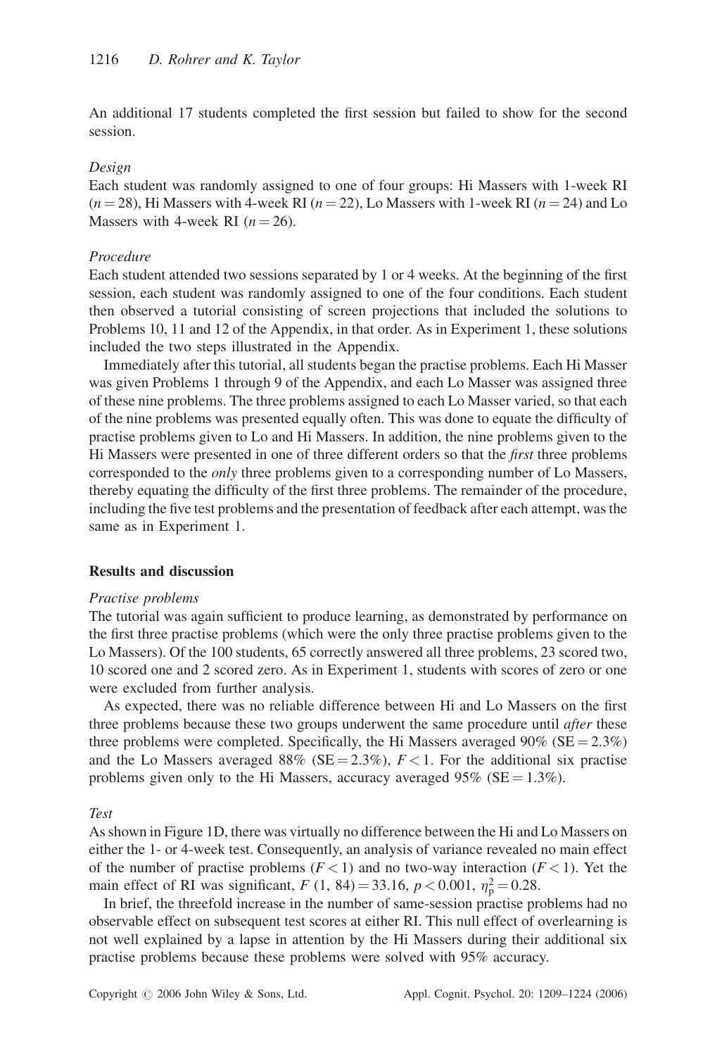An additional 17 students completed the first session but failed to show for the second session.

*Design*

Each student was randomly assigned to one of four groups: Hi Massers with 1-week RI ($n = 28$), Hi Massers with 4-week RI ($n = 22$), Lo Massers with 1-week RI ($n = 24$) and Lo Massers with 4-week RI ($n = 26$).

*Procedure*

Each student attended two sessions separated by 1 or 4 weeks. At the beginning of the first session, each student was randomly assigned to one of the four conditions. Each student then observed a tutorial consisting of screen projections that included the solutions to Problems 10, 11 and 12 of the Appendix, in that order. As in Experiment 1, these solutions included the two steps illustrated in the Appendix.

Immediately after this tutorial, all students began the practise problems. Each Hi Masser was given Problems 1 through 9 of the Appendix, and each Lo Masser was assigned three of these nine problems. The three problems assigned to each Lo Masser varied, so that each of the nine problems was presented equally often. This was done to equate the difficulty of practise problems given to Lo and Hi Massers. In addition, the nine problems given to the Hi Massers were presented in one of three different orders so that the *first* three problems corresponded to the *only* three problems given to a corresponding number of Lo Massers, thereby equating the difficulty of the first three problems. The remainder of the procedure, including the five test problems and the presentation of feedback after each attempt, was the same as in Experiment 1.

## Results and discussion

*Practise problems*

The tutorial was again sufficient to produce learning, as demonstrated by performance on the first three practise problems (which were the only three practise problems given to the Lo Massers). Of the 100 students, 65 correctly answered all three problems, 23 scored two, 10 scored one and 2 scored zero. As in Experiment 1, students with scores of zero or one were excluded from further analysis.

As expected, there was no reliable difference between Hi and Lo Massers on the first three problems because these two groups underwent the same procedure until *after* these three problems were completed. Specifically, the Hi Massers averaged 90% (SE = 2.3%) and the Lo Massers averaged 88% (SE = 2.3%), $F < 1$. For the additional six practise problems given only to the Hi Massers, accuracy averaged 95% (SE = 1.3%).

*Test*

As shown in Figure 1D, there was virtually no difference between the Hi and Lo Massers on either the 1- or 4-week test. Consequently, an analysis of variance revealed no main effect of the number of practise problems ($F < 1$) and no two-way interaction ($F < 1$). Yet the main effect of RI was significant, $F(1, 84) = 33.16$, $p < 0.001$, $\eta_p^2 = 0.28$.

In brief, the threefold increase in the number of same-session practise problems had no observable effect on subsequent test scores at either RI. This null effect of overlearning is not well explained by a lapse in attention by the Hi Massers during their additional six practise problems because these problems were solved with 95% accuracy.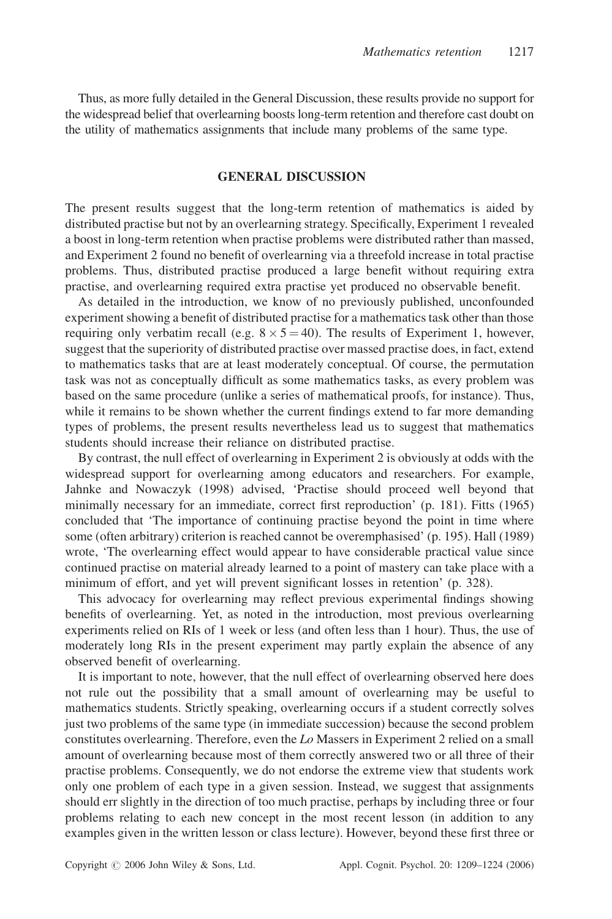Thus, as more fully detailed in the General Discussion, these results provide no support for the widespread belief that overlearning boosts long-term retention and therefore cast doubt on the utility of mathematics assignments that include many problems of the same type.

## GENERAL DISCUSSION

The present results suggest that the long-term retention of mathematics is aided by distributed practise but not by an overlearning strategy. Specifically, Experiment 1 revealed a boost in long-term retention when practise problems were distributed rather than massed, and Experiment 2 found no benefit of overlearning via a threefold increase in total practise problems. Thus, distributed practise produced a large benefit without requiring extra practise, and overlearning required extra practise yet produced no observable benefit.

As detailed in the introduction, we know of no previously published, unconfounded experiment showing a benefit of distributed practise for a mathematics task other than those requiring only verbatim recall (e.g. $8 \times 5 = 40$). The results of Experiment 1, however, suggest that the superiority of distributed practise over massed practise does, in fact, extend to mathematics tasks that are at least moderately conceptual. Of course, the permutation task was not as conceptually difficult as some mathematics tasks, as every problem was based on the same procedure (unlike a series of mathematical proofs, for instance). Thus, while it remains to be shown whether the current findings extend to far more demanding types of problems, the present results nevertheless lead us to suggest that mathematics students should increase their reliance on distributed practise.

By contrast, the null effect of overlearning in Experiment 2 is obviously at odds with the widespread support for overlearning among educators and researchers. For example, Jahnke and Nowaczyk (1998) advised, 'Practise should proceed well beyond that minimally necessary for an immediate, correct first reproduction' (p. 181). Fitts (1965) concluded that 'The importance of continuing practise beyond the point in time where some (often arbitrary) criterion is reached cannot be overemphasised' (p. 195). Hall (1989) wrote, 'The overlearning effect would appear to have considerable practical value since continued practise on material already learned to a point of mastery can take place with a minimum of effort, and yet will prevent significant losses in retention' (p. 328).

This advocacy for overlearning may reflect previous experimental findings showing benefits of overlearning. Yet, as noted in the introduction, most previous overlearning experiments relied on RIs of 1 week or less (and often less than 1 hour). Thus, the use of moderately long RIs in the present experiment may partly explain the absence of any observed benefit of overlearning.

It is important to note, however, that the null effect of overlearning observed here does not rule out the possibility that a small amount of overlearning may be useful to mathematics students. Strictly speaking, overlearning occurs if a student correctly solves just two problems of the same type (in immediate succession) because the second problem constitutes overlearning. Therefore, even the *Lo* Massers in Experiment 2 relied on a small amount of overlearning because most of them correctly answered two or all three of their practise problems. Consequently, we do not endorse the extreme view that students work only one problem of each type in a given session. Instead, we suggest that assignments should err slightly in the direction of too much practise, perhaps by including three or four problems relating to each new concept in the most recent lesson (in addition to any examples given in the written lesson or class lecture). However, beyond these first three or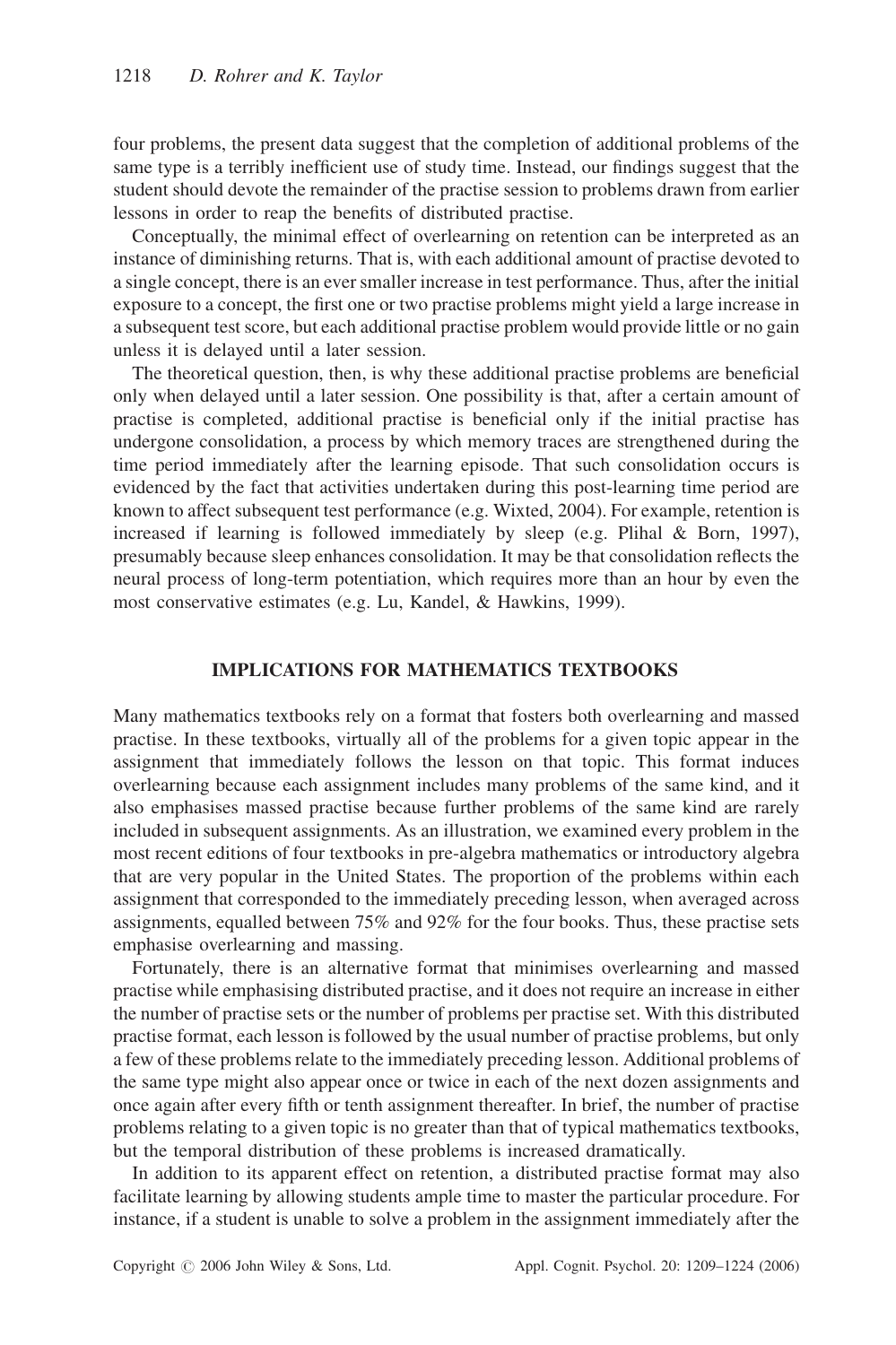four problems, the present data suggest that the completion of additional problems of the same type is a terribly inefficient use of study time. Instead, our findings suggest that the student should devote the remainder of the practise session to problems drawn from earlier lessons in order to reap the benefits of distributed practise.

Conceptually, the minimal effect of overlearning on retention can be interpreted as an instance of diminishing returns. That is, with each additional amount of practise devoted to a single concept, there is an ever smaller increase in test performance. Thus, after the initial exposure to a concept, the first one or two practise problems might yield a large increase in a subsequent test score, but each additional practise problem would provide little or no gain unless it is delayed until a later session.

The theoretical question, then, is why these additional practise problems are beneficial only when delayed until a later session. One possibility is that, after a certain amount of practise is completed, additional practise is beneficial only if the initial practise has undergone consolidation, a process by which memory traces are strengthened during the time period immediately after the learning episode. That such consolidation occurs is evidenced by the fact that activities undertaken during this post-learning time period are known to affect subsequent test performance (e.g. Wixted, 2004). For example, retention is increased if learning is followed immediately by sleep (e.g. Plihal & Born, 1997), presumably because sleep enhances consolidation. It may be that consolidation reflects the neural process of long-term potentiation, which requires more than an hour by even the most conservative estimates (e.g. Lu, Kandel, & Hawkins, 1999).

## IMPLICATIONS FOR MATHEMATICS TEXTBOOKS

Many mathematics textbooks rely on a format that fosters both overlearning and massed practise. In these textbooks, virtually all of the problems for a given topic appear in the assignment that immediately follows the lesson on that topic. This format induces overlearning because each assignment includes many problems of the same kind, and it also emphasises massed practise because further problems of the same kind are rarely included in subsequent assignments. As an illustration, we examined every problem in the most recent editions of four textbooks in pre-algebra mathematics or introductory algebra that are very popular in the United States. The proportion of the problems within each assignment that corresponded to the immediately preceding lesson, when averaged across assignments, equalled between 75% and 92% for the four books. Thus, these practise sets emphasise overlearning and massing.

Fortunately, there is an alternative format that minimises overlearning and massed practise while emphasising distributed practise, and it does not require an increase in either the number of practise sets or the number of problems per practise set. With this distributed practise format, each lesson is followed by the usual number of practise problems, but only a few of these problems relate to the immediately preceding lesson. Additional problems of the same type might also appear once or twice in each of the next dozen assignments and once again after every fifth or tenth assignment thereafter. In brief, the number of practise problems relating to a given topic is no greater than that of typical mathematics textbooks, but the temporal distribution of these problems is increased dramatically.

In addition to its apparent effect on retention, a distributed practise format may also facilitate learning by allowing students ample time to master the particular procedure. For instance, if a student is unable to solve a problem in the assignment immediately after the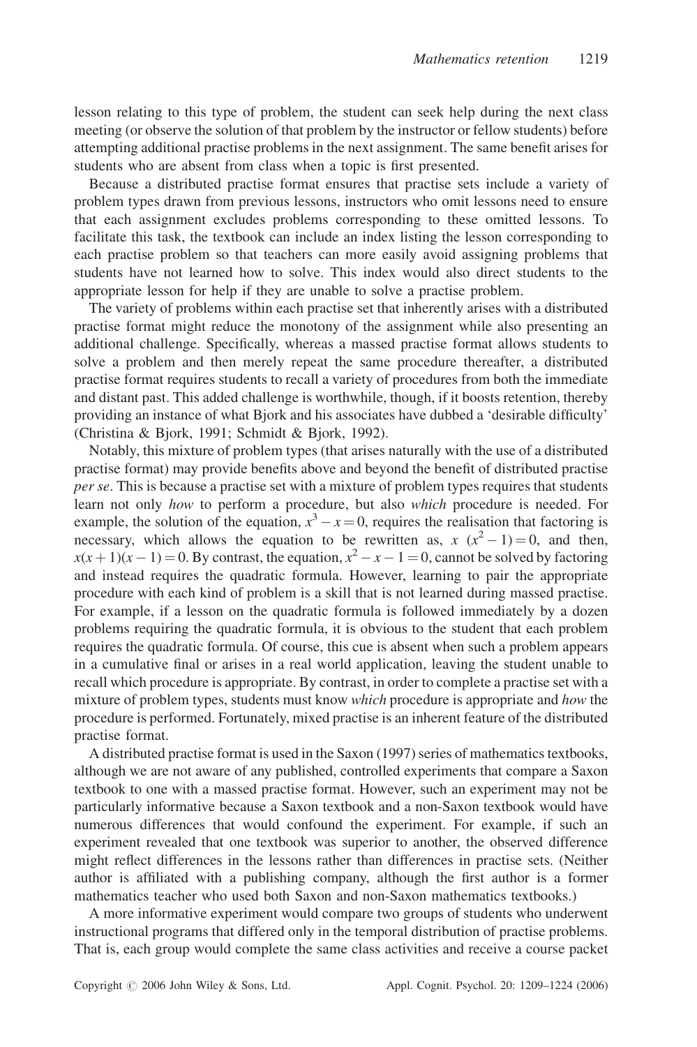lesson relating to this type of problem, the student can seek help during the next class meeting (or observe the solution of that problem by the instructor or fellow students) before attempting additional practise problems in the next assignment. The same benefit arises for students who are absent from class when a topic is first presented.

Because a distributed practise format ensures that practise sets include a variety of problem types drawn from previous lessons, instructors who omit lessons need to ensure that each assignment excludes problems corresponding to these omitted lessons. To facilitate this task, the textbook can include an index listing the lesson corresponding to each practise problem so that teachers can more easily avoid assigning problems that students have not learned how to solve. This index would also direct students to the appropriate lesson for help if they are unable to solve a practise problem.

The variety of problems within each practise set that inherently arises with a distributed practise format might reduce the monotony of the assignment while also presenting an additional challenge. Specifically, whereas a massed practise format allows students to solve a problem and then merely repeat the same procedure thereafter, a distributed practise format requires students to recall a variety of procedures from both the immediate and distant past. This added challenge is worthwhile, though, if it boosts retention, thereby providing an instance of what Bjork and his associates have dubbed a 'desirable difficulty' (Christina & Bjork, 1991; Schmidt & Bjork, 1992).

Notably, this mixture of problem types (that arises naturally with the use of a distributed practise format) may provide benefits above and beyond the benefit of distributed practise *per se*. This is because a practise set with a mixture of problem types requires that students learn not only *how* to perform a procedure, but also *which* procedure is needed. For example, the solution of the equation, $x^3 - x = 0$, requires the realisation that factoring is necessary, which allows the equation to be rewritten as, $x\ (x^2 - 1) = 0$, and then, $x(x + 1)(x - 1) = 0$. By contrast, the equation, $x^2 - x - 1 = 0$, cannot be solved by factoring and instead requires the quadratic formula. However, learning to pair the appropriate procedure with each kind of problem is a skill that is not learned during massed practise. For example, if a lesson on the quadratic formula is followed immediately by a dozen problems requiring the quadratic formula, it is obvious to the student that each problem requires the quadratic formula. Of course, this cue is absent when such a problem appears in a cumulative final or arises in a real world application, leaving the student unable to recall which procedure is appropriate. By contrast, in order to complete a practise set with a mixture of problem types, students must know *which* procedure is appropriate and *how* the procedure is performed. Fortunately, mixed practise is an inherent feature of the distributed practise format.

A distributed practise format is used in the Saxon (1997) series of mathematics textbooks, although we are not aware of any published, controlled experiments that compare a Saxon textbook to one with a massed practise format. However, such an experiment may not be particularly informative because a Saxon textbook and a non-Saxon textbook would have numerous differences that would confound the experiment. For example, if such an experiment revealed that one textbook was superior to another, the observed difference might reflect differences in the lessons rather than differences in practise sets. (Neither author is affiliated with a publishing company, although the first author is a former mathematics teacher who used both Saxon and non-Saxon mathematics textbooks.)

A more informative experiment would compare two groups of students who underwent instructional programs that differed only in the temporal distribution of practise problems. That is, each group would complete the same class activities and receive a course packet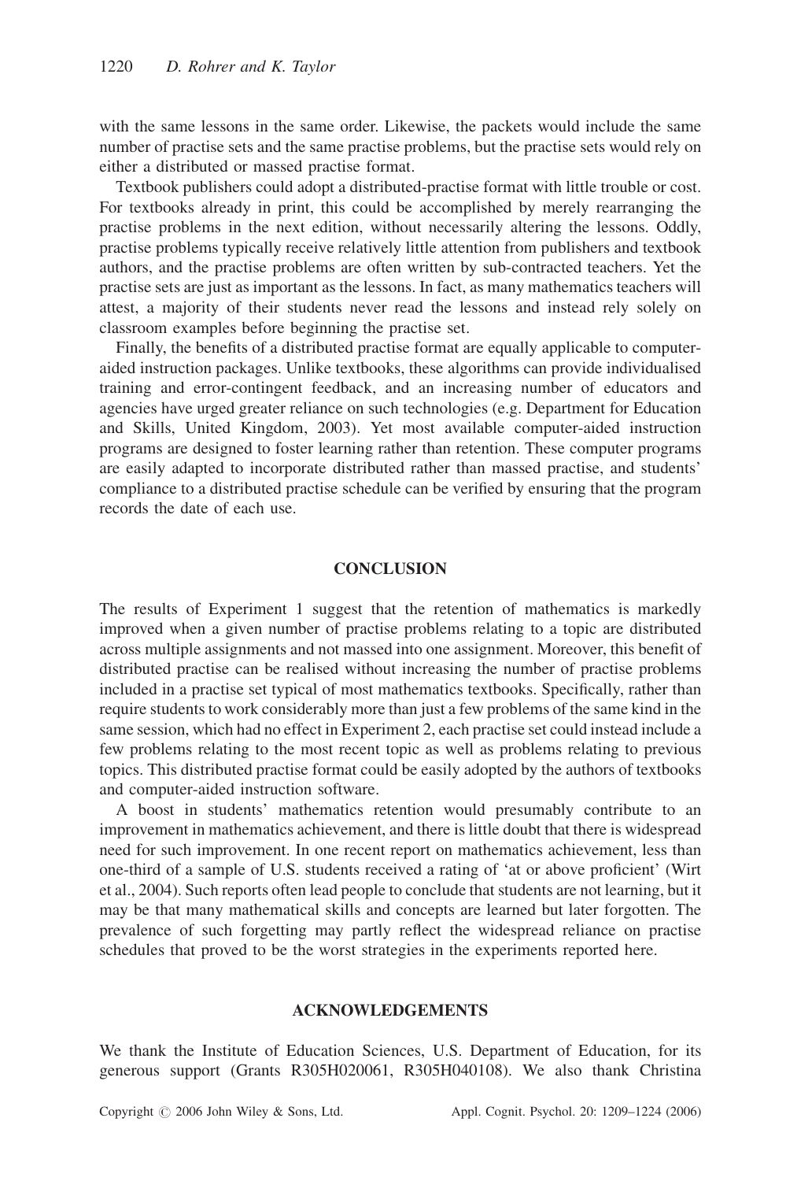with the same lessons in the same order. Likewise, the packets would include the same number of practise sets and the same practise problems, but the practise sets would rely on either a distributed or massed practise format.

Textbook publishers could adopt a distributed-practise format with little trouble or cost. For textbooks already in print, this could be accomplished by merely rearranging the practise problems in the next edition, without necessarily altering the lessons. Oddly, practise problems typically receive relatively little attention from publishers and textbook authors, and the practise problems are often written by sub-contracted teachers. Yet the practise sets are just as important as the lessons. In fact, as many mathematics teachers will attest, a majority of their students never read the lessons and instead rely solely on classroom examples before beginning the practise set.

Finally, the benefits of a distributed practise format are equally applicable to computer-aided instruction packages. Unlike textbooks, these algorithms can provide individualised training and error-contingent feedback, and an increasing number of educators and agencies have urged greater reliance on such technologies (e.g. Department for Education and Skills, United Kingdom, 2003). Yet most available computer-aided instruction programs are designed to foster learning rather than retention. These computer programs are easily adapted to incorporate distributed rather than massed practise, and students' compliance to a distributed practise schedule can be verified by ensuring that the program records the date of each use.

## CONCLUSION

The results of Experiment 1 suggest that the retention of mathematics is markedly improved when a given number of practise problems relating to a topic are distributed across multiple assignments and not massed into one assignment. Moreover, this benefit of distributed practise can be realised without increasing the number of practise problems included in a practise set typical of most mathematics textbooks. Specifically, rather than require students to work considerably more than just a few problems of the same kind in the same session, which had no effect in Experiment 2, each practise set could instead include a few problems relating to the most recent topic as well as problems relating to previous topics. This distributed practise format could be easily adopted by the authors of textbooks and computer-aided instruction software.

A boost in students' mathematics retention would presumably contribute to an improvement in mathematics achievement, and there is little doubt that there is widespread need for such improvement. In one recent report on mathematics achievement, less than one-third of a sample of U.S. students received a rating of 'at or above proficient' (Wirt et al., 2004). Such reports often lead people to conclude that students are not learning, but it may be that many mathematical skills and concepts are learned but later forgotten. The prevalence of such forgetting may partly reflect the widespread reliance on practise schedules that proved to be the worst strategies in the experiments reported here.

## ACKNOWLEDGEMENTS

We thank the Institute of Education Sciences, U.S. Department of Education, for its generous support (Grants R305H020061, R305H040108). We also thank Christina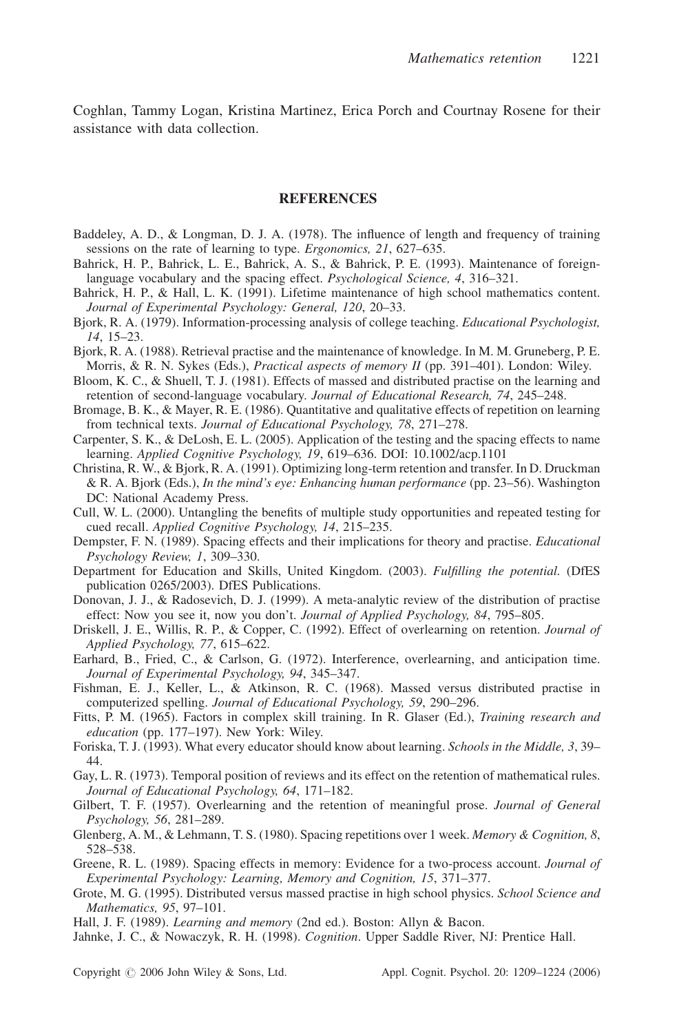Coghlan, Tammy Logan, Kristina Martinez, Erica Porch and Courtnay Rosene for their assistance with data collection.

## REFERENCES

Baddeley, A. D., & Longman, D. J. A. (1978). The influence of length and frequency of training sessions on the rate of learning to type. *Ergonomics, 21*, 627–635.

Bahrick, H. P., Bahrick, L. E., Bahrick, A. S., & Bahrick, P. E. (1993). Maintenance of foreign-language vocabulary and the spacing effect. *Psychological Science, 4*, 316–321.

Bahrick, H. P., & Hall, L. K. (1991). Lifetime maintenance of high school mathematics content. *Journal of Experimental Psychology: General, 120*, 20–33.

Bjork, R. A. (1979). Information-processing analysis of college teaching. *Educational Psychologist, 14*, 15–23.

Bjork, R. A. (1988). Retrieval practise and the maintenance of knowledge. In M. M. Gruneberg, P. E. Morris, & R. N. Sykes (Eds.), *Practical aspects of memory II* (pp. 391–401). London: Wiley.

Bloom, K. C., & Shuell, T. J. (1981). Effects of massed and distributed practise on the learning and retention of second-language vocabulary. *Journal of Educational Research, 74*, 245–248.

Bromage, B. K., & Mayer, R. E. (1986). Quantitative and qualitative effects of repetition on learning from technical texts. *Journal of Educational Psychology, 78*, 271–278.

Carpenter, S. K., & DeLosh, E. L. (2005). Application of the testing and the spacing effects to name learning. *Applied Cognitive Psychology, 19*, 619–636. DOI: 10.1002/acp.1101

Christina, R. W., & Bjork, R. A. (1991). Optimizing long-term retention and transfer. In D. Druckman & R. A. Bjork (Eds.), *In the mind's eye: Enhancing human performance* (pp. 23–56). Washington DC: National Academy Press.

Cull, W. L. (2000). Untangling the benefits of multiple study opportunities and repeated testing for cued recall. *Applied Cognitive Psychology, 14*, 215–235.

Dempster, F. N. (1989). Spacing effects and their implications for theory and practise. *Educational Psychology Review, 1*, 309–330.

Department for Education and Skills, United Kingdom. (2003). *Fulfilling the potential.* (DfES publication 0265/2003). DfES Publications.

Donovan, J. J., & Radosevich, D. J. (1999). A meta-analytic review of the distribution of practise effect: Now you see it, now you don't. *Journal of Applied Psychology, 84*, 795–805.

Driskell, J. E., Willis, R. P., & Copper, C. (1992). Effect of overlearning on retention. *Journal of Applied Psychology, 77*, 615–622.

Earhard, B., Fried, C., & Carlson, G. (1972). Interference, overlearning, and anticipation time. *Journal of Experimental Psychology, 94*, 345–347.

Fishman, E. J., Keller, L., & Atkinson, R. C. (1968). Massed versus distributed practise in computerized spelling. *Journal of Educational Psychology, 59*, 290–296.

Fitts, P. M. (1965). Factors in complex skill training. In R. Glaser (Ed.), *Training research and education* (pp. 177–197). New York: Wiley.

Foriska, T. J. (1993). What every educator should know about learning. *Schools in the Middle, 3*, 39–44.

Gay, L. R. (1973). Temporal position of reviews and its effect on the retention of mathematical rules. *Journal of Educational Psychology, 64*, 171–182.

Gilbert, T. F. (1957). Overlearning and the retention of meaningful prose. *Journal of General Psychology, 56*, 281–289.

Glenberg, A. M., & Lehmann, T. S. (1980). Spacing repetitions over 1 week. *Memory & Cognition, 8*, 528–538.

Greene, R. L. (1989). Spacing effects in memory: Evidence for a two-process account. *Journal of Experimental Psychology: Learning, Memory and Cognition, 15*, 371–377.

Grote, M. G. (1995). Distributed versus massed practise in high school physics. *School Science and Mathematics, 95*, 97–101.

Hall, J. F. (1989). *Learning and memory* (2nd ed.). Boston: Allyn & Bacon.

Jahnke, J. C., & Nowaczyk, R. H. (1998). *Cognition*. Upper Saddle River, NJ: Prentice Hall.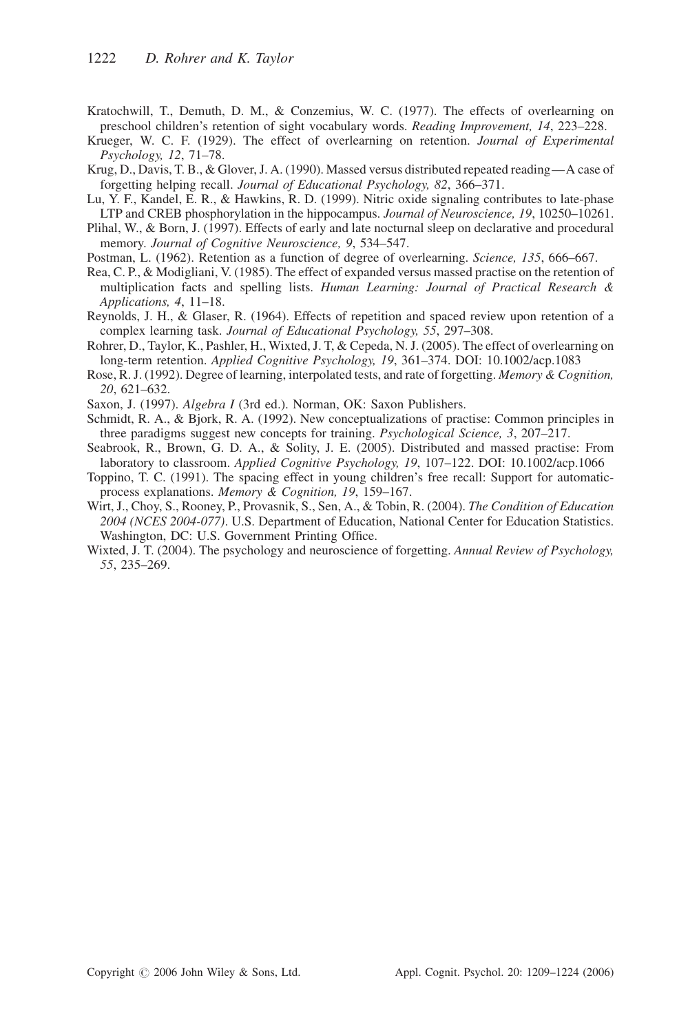Kratochwill, T., Demuth, D. M., & Conzemius, W. C. (1977). The effects of overlearning on preschool children's retention of sight vocabulary words. *Reading Improvement, 14*, 223–228.

Krueger, W. C. F. (1929). The effect of overlearning on retention. *Journal of Experimental Psychology, 12*, 71–78.

Krug, D., Davis, T. B., & Glover, J. A. (1990). Massed versus distributed repeated reading—A case of forgetting helping recall. *Journal of Educational Psychology, 82*, 366–371.

Lu, Y. F., Kandel, E. R., & Hawkins, R. D. (1999). Nitric oxide signaling contributes to late-phase LTP and CREB phosphorylation in the hippocampus. *Journal of Neuroscience, 19*, 10250–10261.

Plihal, W., & Born, J. (1997). Effects of early and late nocturnal sleep on declarative and procedural memory. *Journal of Cognitive Neuroscience, 9*, 534–547.

Postman, L. (1962). Retention as a function of degree of overlearning. *Science, 135*, 666–667.

Rea, C. P., & Modigliani, V. (1985). The effect of expanded versus massed practise on the retention of multiplication facts and spelling lists. *Human Learning: Journal of Practical Research & Applications, 4*, 11–18.

Reynolds, J. H., & Glaser, R. (1964). Effects of repetition and spaced review upon retention of a complex learning task. *Journal of Educational Psychology, 55*, 297–308.

Rohrer, D., Taylor, K., Pashler, H., Wixted, J. T, & Cepeda, N. J. (2005). The effect of overlearning on long-term retention. *Applied Cognitive Psychology, 19*, 361–374. DOI: 10.1002/acp.1083

Rose, R. J. (1992). Degree of learning, interpolated tests, and rate of forgetting. *Memory & Cognition, 20*, 621–632.

Saxon, J. (1997). *Algebra I* (3rd ed.). Norman, OK: Saxon Publishers.

Schmidt, R. A., & Bjork, R. A. (1992). New conceptualizations of practise: Common principles in three paradigms suggest new concepts for training. *Psychological Science, 3*, 207–217.

Seabrook, R., Brown, G. D. A., & Solity, J. E. (2005). Distributed and massed practise: From laboratory to classroom. *Applied Cognitive Psychology, 19*, 107–122. DOI: 10.1002/acp.1066

Toppino, T. C. (1991). The spacing effect in young children's free recall: Support for automatic-process explanations. *Memory & Cognition, 19*, 159–167.

Wirt, J., Choy, S., Rooney, P., Provasnik, S., Sen, A., & Tobin, R. (2004). *The Condition of Education 2004 (NCES 2004-077)*. U.S. Department of Education, National Center for Education Statistics. Washington, DC: U.S. Government Printing Office.

Wixted, J. T. (2004). The psychology and neuroscience of forgetting. *Annual Review of Psychology, 55*, 235–269.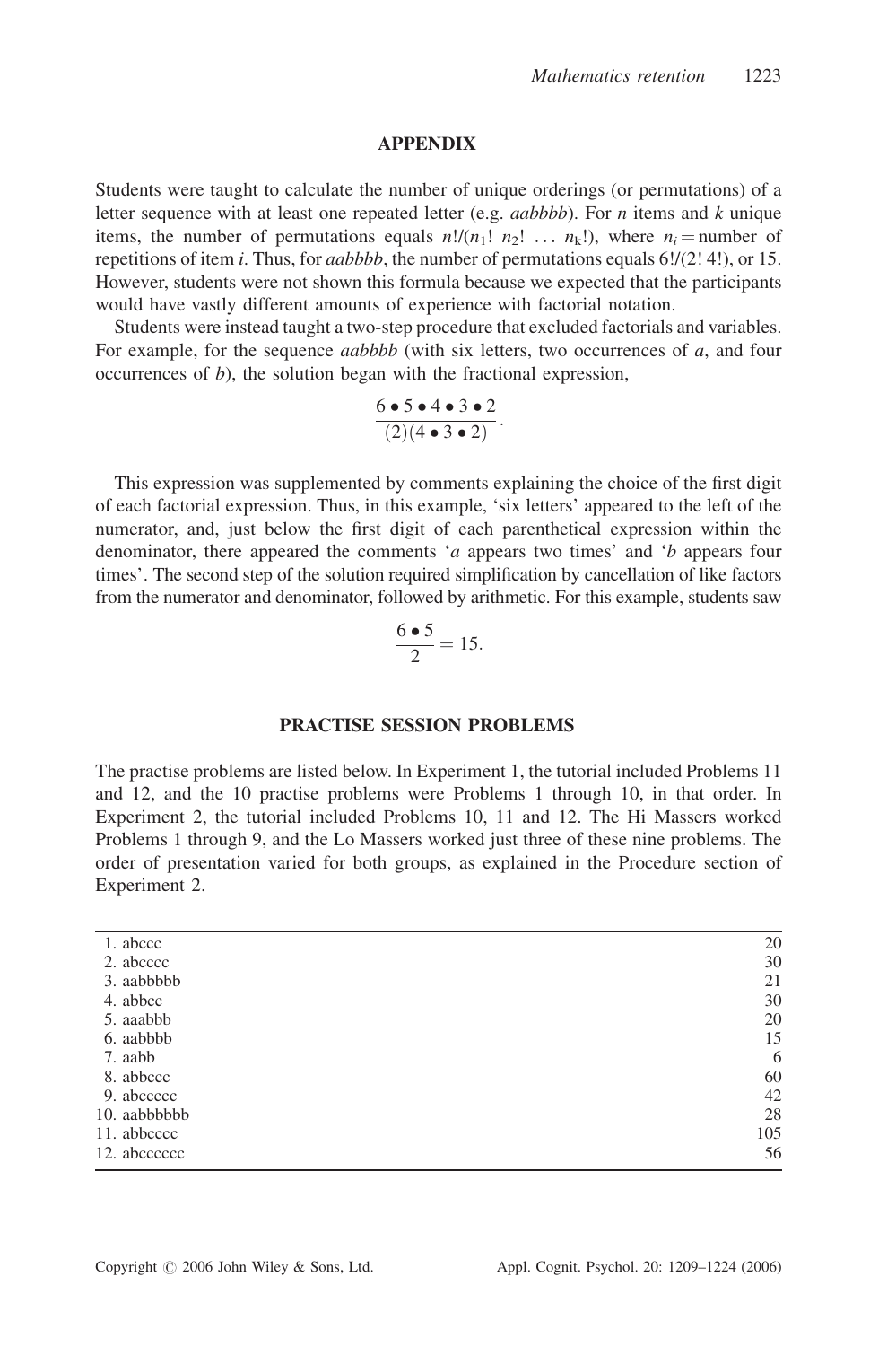## APPENDIX

Students were taught to calculate the number of unique orderings (or permutations) of a letter sequence with at least one repeated letter (e.g. *aabbbb*). For $n$ items and $k$ unique items, the number of permutations equals $n!/(n_1!\ n_2!\ \ldots\ n_k!)$, where $n_i$ = number of repetitions of item $i$. Thus, for *aabbbb*, the number of permutations equals $6!/(2!\ 4!)$, or 15. However, students were not shown this formula because we expected that the participants would have vastly different amounts of experience with factorial notation.

Students were instead taught a two-step procedure that excluded factorials and variables. For example, for the sequence *aabbbb* (with six letters, two occurrences of *a*, and four occurrences of *b*), the solution began with the fractional expression,

$$\frac{6 \bullet 5 \bullet 4 \bullet 3 \bullet 2}{(2)(4 \bullet 3 \bullet 2)}.$$

This expression was supplemented by comments explaining the choice of the first digit of each factorial expression. Thus, in this example, 'six letters' appeared to the left of the numerator, and, just below the first digit of each parenthetical expression within the denominator, there appeared the comments '*a* appears two times' and '*b* appears four times'. The second step of the solution required simplification by cancellation of like factors from the numerator and denominator, followed by arithmetic. For this example, students saw

$$\frac{6 \bullet 5}{2} = 15.$$

## PRACTISE SESSION PROBLEMS

The practise problems are listed below. In Experiment 1, the tutorial included Problems 11 and 12, and the 10 practise problems were Problems 1 through 10, in that order. In Experiment 2, the tutorial included Problems 10, 11 and 12. The Hi Massers worked Problems 1 through 9, and the Lo Massers worked just three of these nine problems. The order of presentation varied for both groups, as explained in the Procedure section of Experiment 2.

| | |
|---|---|
| 1. abccc | 20 |
| 2. abcccc | 30 |
| 3. aabbbbb | 21 |
| 4. abbcc | 30 |
| 5. aaabbb | 20 |
| 6. aabbbb | 15 |
| 7. aabb | 6 |
| 8. abbccc | 60 |
| 9. abccccc | 42 |
| 10. aabbbbbb | 28 |
| 11. abbcccc | 105 |
| 12. abcccccc | 56 |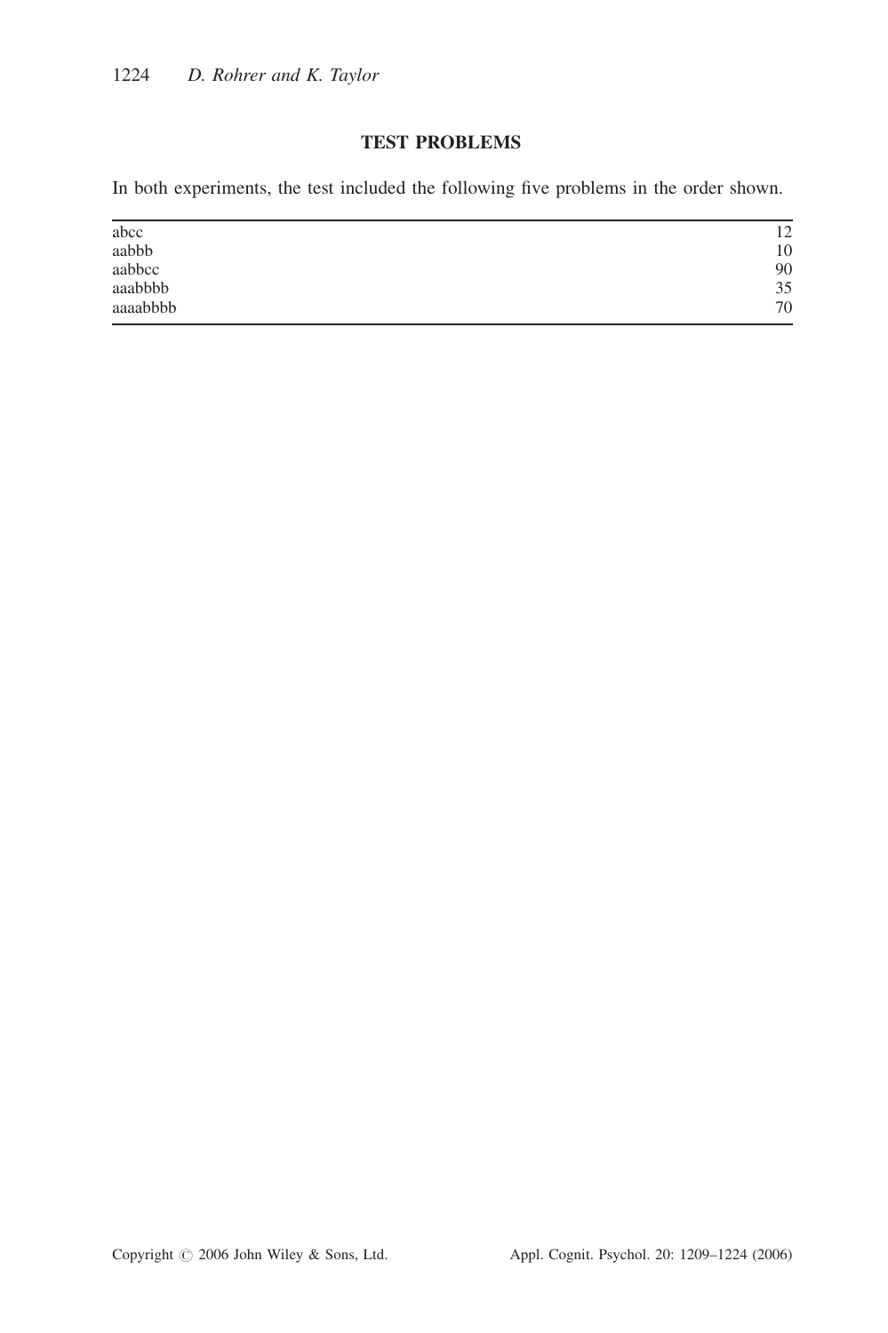## TEST PROBLEMS

In both experiments, the test included the following five problems in the order shown.

| | |
|---|---|
| abcc | 12 |
| aabbb | 10 |
| aabbcc | 90 |
| aaabbbb | 35 |
| aaaabbbb | 70 |

Copyright © 2006 John Wiley & Sons, Ltd.